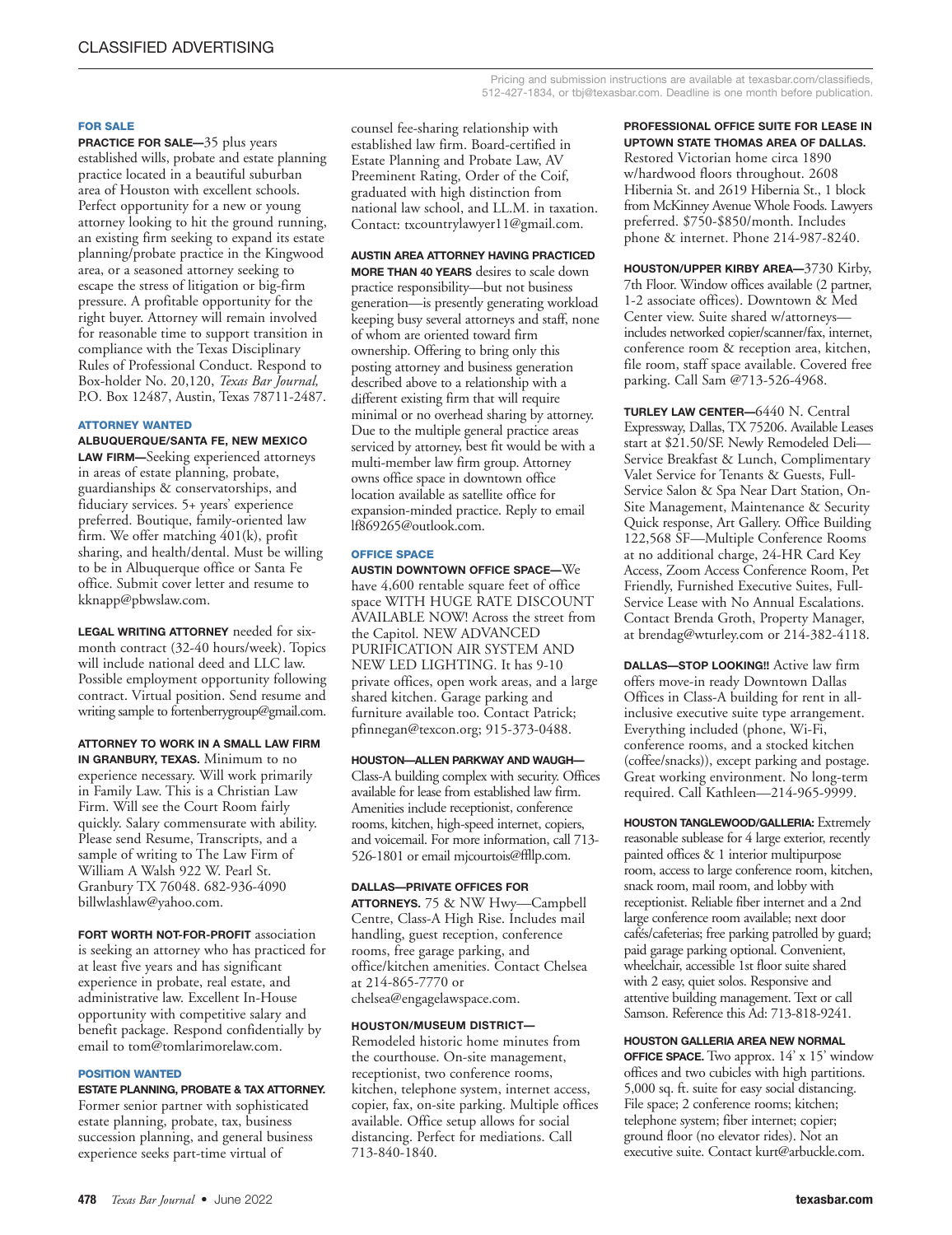# CLASSIFIED ADVERTISING

Pricing and submission instructions are available at texasbar.com/classifieds, 512-427-1834, or tbj@texasbar.com. Deadline is one month before publication.

## FOR SALE

**PRACTICE FOR SALE—**35 plus years established wills, probate and estate planning practice located in a beautiful suburban area of Houston with excellent schools. Perfect opportunity for a new or young attorney looking to hit the ground running, an existing firm seeking to expand its estate planning/probate practice in the Kingwood area, or a seasoned attorney seeking to escape the stress of litigation or big-firm pressure. A profitable opportunity for the right buyer. Attorney will remain involved for reasonable time to support transition in compliance with the Texas Disciplinary Rules of Professional Conduct. Respond to Box-holder No. 20,120, *Texas Bar Journal,* P.O. Box 12487, Austin, Texas 78711-2487.

## ATTORNEY WANTED

**ALBUQUERQUE/SANTA FE, NEW MEXICO LAW FIRM—**Seeking experienced attorneys in areas of estate planning, probate, guardianships & conservatorships, and fiduciary services. 5+ years' experience preferred. Boutique, family-oriented law firm. We offer matching 401(k), profit sharing, and health/dental. Must be willing to be in Albuquerque office or Santa Fe office. Submit cover letter and resume to kknapp@pbwslaw.com.

**LEGAL WRITING ATTORNEY** needed for six-month contract (32-40 hours/week). Topics will include national deed and LLC law. Possible employment opportunity following contract. Virtual position. Send resume and writing sample to fortenberrygroup@gmail.com.

**ATTORNEY TO WORK IN A SMALL LAW FIRM IN GRANBURY, TEXAS.** Minimum to no experience necessary. Will work primarily in Family Law. This is a Christian Law Firm. Will see the Court Room fairly quickly. Salary commensurate with ability. Please send Resume, Transcripts, and a sample of writing to The Law Firm of William A Walsh 922 W. Pearl St. Granbury TX 76048. 682-936-4090 billwlashlaw@yahoo.com.

**FORT WORTH NOT-FOR-PROFIT** association is seeking an attorney who has practiced for at least five years and has significant experience in probate, real estate, and administrative law. Excellent In-House opportunity with competitive salary and benefit package. Respond confidentially by email to tom@tomlarimorelaw.com.

## POSITION WANTED

**ESTATE PLANNING, PROBATE & TAX ATTORNEY.** Former senior partner with sophisticated estate planning, probate, tax, business succession planning, and general business experience seeks part-time virtual of counsel fee-sharing relationship with established law firm. Board-certified in Estate Planning and Probate Law, AV Preeminent Rating, Order of the Coif, graduated with high distinction from national law school, and LL.M. in taxation. Contact: txcountrylawyer11@gmail.com.

**AUSTIN AREA ATTORNEY HAVING PRACTICED MORE THAN 40 YEARS** desires to scale down practice responsibility—but not business generation—is presently generating workload keeping busy several attorneys and staff, none of whom are oriented toward firm ownership. Offering to bring only this posting attorney and business generation described above to a relationship with a different existing firm that will require minimal or no overhead sharing by attorney. Due to the multiple general practice areas serviced by attorney, best fit would be with a multi-member law firm group. Attorney owns office space in downtown office location available as satellite office for expansion-minded practice. Reply to email lf869265@outlook.com.

## OFFICE SPACE

**AUSTIN DOWNTOWN OFFICE SPACE—**We have 4,600 rentable square feet of office space WITH HUGE RATE DISCOUNT AVAILABLE NOW! Across the street from the Capitol. NEW ADVANCED PURIFICATION AIR SYSTEM AND NEW LED LIGHTING. It has 9-10 private offices, open work areas, and a large shared kitchen. Garage parking and furniture available too. Contact Patrick; pfinnegan@texcon.org; 915-373-0488.

**HOUSTON—ALLEN PARKWAY AND WAUGH—** Class-A building complex with security. Offices available for lease from established law firm. Amenities include receptionist, conference rooms, kitchen, high-speed internet, copiers, and voicemail. For more information, call 713-526-1801 or email mjcourtois@ffllp.com.

**DALLAS—PRIVATE OFFICES FOR ATTORNEYS.** 75 & NW Hwy—Campbell Centre, Class-A High Rise. Includes mail handling, guest reception, conference rooms, free garage parking, and office/kitchen amenities. Contact Chelsea at 214-865-7770 or chelsea@engagelawspace.com.

**HOUSTON/MUSEUM DISTRICT—** Remodeled historic home minutes from the courthouse. On-site management, receptionist, two conference rooms, kitchen, telephone system, internet access, copier, fax, on-site parking. Multiple offices available. Office setup allows for social distancing. Perfect for mediations. Call 713-840-1840.

**PROFESSIONAL OFFICE SUITE FOR LEASE IN UPTOWN STATE THOMAS AREA OF DALLAS.** Restored Victorian home circa 1890 w/hardwood floors throughout. 2608 Hibernia St. and 2619 Hibernia St., 1 block from McKinney Avenue Whole Foods. Lawyers preferred. $750-$850/month. Includes phone & internet. Phone 214-987-8240.

**HOUSTON/UPPER KIRBY AREA—**3730 Kirby, 7th Floor. Window offices available (2 partner, 1-2 associate offices). Downtown & Med Center view. Suite shared w/attorneys—includes networked copier/scanner/fax, internet, conference room & reception area, kitchen, file room, staff space available. Covered free parking. Call Sam @713-526-4968.

**TURLEY LAW CENTER—**6440 N. Central Expressway, Dallas, TX 75206. Available Leases start at $21.50/SF. Newly Remodeled Deli—Service Breakfast & Lunch, Complimentary Valet Service for Tenants & Guests, Full-Service Salon & Spa Near Dart Station, On-Site Management, Maintenance & Security Quick response, Art Gallery. Office Building 122,568 SF—Multiple Conference Rooms at no additional charge, 24-HR Card Key Access, Zoom Access Conference Room, Pet Friendly, Furnished Executive Suites, Full-Service Lease with No Annual Escalations. Contact Brenda Groth, Property Manager, at brendag@wturley.com or 214-382-4118.

**DALLAS—STOP LOOKING!!** Active law firm offers move-in ready Downtown Dallas Offices in Class-A building for rent in all-inclusive executive suite type arrangement. Everything included (phone, Wi-Fi, conference rooms, and a stocked kitchen (coffee/snacks)), except parking and postage. Great working environment. No long-term required. Call Kathleen—214-965-9999.

**HOUSTON TANGLEWOOD/GALLERIA:** Extremely reasonable sublease for 4 large exterior, recently painted offices & 1 interior multipurpose room, access to large conference room, kitchen, snack room, mail room, and lobby with receptionist. Reliable fiber internet and a 2nd large conference room available; next door cafés/cafeterias; free parking patrolled by guard; paid garage parking optional. Convenient, wheelchair, accessible 1st floor suite shared with 2 easy, quiet solos. Responsive and attentive building management. Text or call Samson. Reference this Ad: 713-818-9241.

**HOUSTON GALLERIA AREA NEW NORMAL OFFICE SPACE.** Two approx. 14' x 15' window offices and two cubicles with high partitions. 5,000 sq. ft. suite for easy social distancing. File space; 2 conference rooms; kitchen; telephone system; fiber internet; copier; ground floor (no elevator rides). Not an executive suite. Contact kurt@arbuckle.com.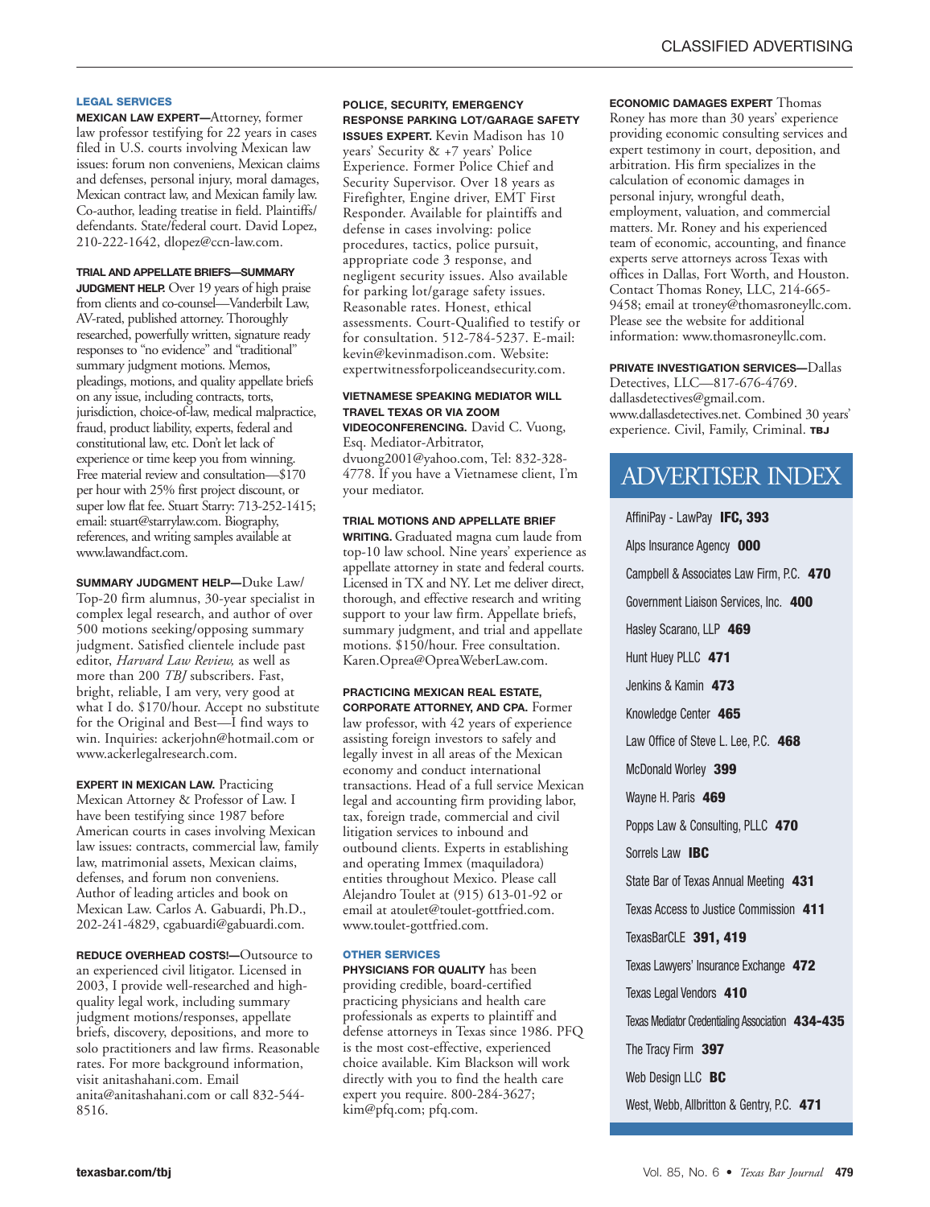## LEGAL SERVICES

**MEXICAN LAW EXPERT—**Attorney, former law professor testifying for 22 years in cases filed in U.S. courts involving Mexican law issues: forum non conveniens, Mexican claims and defenses, personal injury, moral damages, Mexican contract law, and Mexican family law. Co-author, leading treatise in field. Plaintiffs/defendants. State/federal court. David Lopez, 210-222-1642, dlopez@ccn-law.com.

**TRIAL AND APPELLATE BRIEFS—SUMMARY JUDGMENT HELP.** Over 19 years of high praise from clients and co-counsel—Vanderbilt Law, AV-rated, published attorney. Thoroughly researched, powerfully written, signature ready responses to "no evidence" and "traditional" summary judgment motions. Memos, pleadings, motions, and quality appellate briefs on any issue, including contracts, torts, jurisdiction, choice-of-law, medical malpractice, fraud, product liability, experts, federal and constitutional law, etc. Don't let lack of experience or time keep you from winning. Free material review and consultation—$170 per hour with 25% first project discount, or super low flat fee. Stuart Starry: 713-252-1415; email: stuart@starrylaw.com. Biography, references, and writing samples available at www.lawandfact.com.

**SUMMARY JUDGMENT HELP—**Duke Law/ Top-20 firm alumnus, 30-year specialist in complex legal research, and author of over 500 motions seeking/opposing summary judgment. Satisfied clientele include past editor, *Harvard Law Review,* as well as more than 200 *TBJ* subscribers. Fast, bright, reliable, I am very, very good at what I do. $170/hour. Accept no substitute for the Original and Best—I find ways to win. Inquiries: ackerjohn@hotmail.com or www.ackerlegalresearch.com.

**EXPERT IN MEXICAN LAW.** Practicing Mexican Attorney & Professor of Law. I have been testifying since 1987 before American courts in cases involving Mexican law issues: contracts, commercial law, family law, matrimonial assets, Mexican claims, defenses, and forum non conveniens. Author of leading articles and book on Mexican Law. Carlos A. Gabuardi, Ph.D., 202-241-4829, cgabuardi@gabuardi.com.

**REDUCE OVERHEAD COSTS!—**Outsource to an experienced civil litigator. Licensed in 2003, I provide well-researched and high-quality legal work, including summary judgment motions/responses, appellate briefs, discovery, depositions, and more to solo practitioners and law firms. Reasonable rates. For more background information, visit anitashahani.com. Email anita@anitashahani.com or call 832-544-8516.

**POLICE, SECURITY, EMERGENCY RESPONSE PARKING LOT/GARAGE SAFETY ISSUES EXPERT.** Kevin Madison has 10 years' Security & +7 years' Police Experience. Former Police Chief and Security Supervisor. Over 18 years as Firefighter, Engine driver, EMT First Responder. Available for plaintiffs and defense in cases involving: police procedures, tactics, police pursuit, appropriate code 3 response, and negligent security issues. Also available for parking lot/garage safety issues. Reasonable rates. Honest, ethical assessments. Court-Qualified to testify or for consultation. 512-784-5237. E-mail: kevin@kevinmadison.com. Website: expertwitnessforpoliceandsecurity.com.

**VIETNAMESE SPEAKING MEDIATOR WILL TRAVEL TEXAS OR VIA ZOOM VIDEOCONFERENCING.** David C. Vuong, Esq. Mediator-Arbitrator, dvuong2001@yahoo.com, Tel: 832-328-4778. If you have a Vietnamese client, I'm your mediator.

**TRIAL MOTIONS AND APPELLATE BRIEF WRITING.** Graduated magna cum laude from top-10 law school. Nine years' experience as appellate attorney in state and federal courts. Licensed in TX and NY. Let me deliver direct, thorough, and effective research and writing support to your law firm. Appellate briefs, summary judgment, and trial and appellate motions. $150/hour. Free consultation. Karen.Oprea@OpreaWeberLaw.com.

**PRACTICING MEXICAN REAL ESTATE, CORPORATE ATTORNEY, AND CPA.** Former law professor, with 42 years of experience assisting foreign investors to safely and legally invest in all areas of the Mexican economy and conduct international transactions. Head of a full service Mexican legal and accounting firm providing labor, tax, foreign trade, commercial and civil litigation services to inbound and outbound clients. Experts in establishing and operating Immex (maquiladora) entities throughout Mexico. Please call Alejandro Toulet at (915) 613-01-92 or email at atoulet@toulet-gottfried.com. www.toulet-gottfried.com.

## OTHER SERVICES

**PHYSICIANS FOR QUALITY** has been providing credible, board-certified practicing physicians and health care professionals as experts to plaintiff and defense attorneys in Texas since 1986. PFQ is the most cost-effective, experienced choice available. Kim Blackson will work directly with you to find the health care expert you require. 800-284-3627; kim@pfq.com; pfq.com.

**ECONOMIC DAMAGES EXPERT** Thomas Roney has more than 30 years' experience providing economic consulting services and expert testimony in court, deposition, and arbitration. His firm specializes in the calculation of economic damages in personal injury, wrongful death, employment, valuation, and commercial matters. Mr. Roney and his experienced team of economic, accounting, and finance experts serve attorneys across Texas with offices in Dallas, Fort Worth, and Houston. Contact Thomas Roney, LLC, 214-665-9458; email at troney@thomasroneyllc.com. Please see the website for additional information: www.thomasroneyllc.com.

**PRIVATE INVESTIGATION SERVICES—**Dallas Detectives, LLC—817-676-4769. dallasdetectives@gmail.com. www.dallasdetectives.net. Combined 30 years' experience. Civil, Family, Criminal. **TBJ**

# ADVERTISER INDEX

AffiniPay - LawPay **IFC, 393**
Alps Insurance Agency **000**
Campbell & Associates Law Firm, P.C. **470**
Government Liaison Services, Inc. **400**
Hasley Scarano, LLP **469**
Hunt Huey PLLC **471**
Jenkins & Kamin **473**
Knowledge Center **465**
Law Office of Steve L. Lee, P.C. **468**
McDonald Worley **399**
Wayne H. Paris **469**
Popps Law & Consulting, PLLC **470**
Sorrels Law **IBC**
State Bar of Texas Annual Meeting **431**
Texas Access to Justice Commission **411**
TexasBarCLE **391, 419**
Texas Lawyers' Insurance Exchange **472**
Texas Legal Vendors **410**
Texas Mediator Credentialing Association **434-435**
The Tracy Firm **397**
Web Design LLC **BC**
West, Webb, Allbritton & Gentry, P.C. **471**